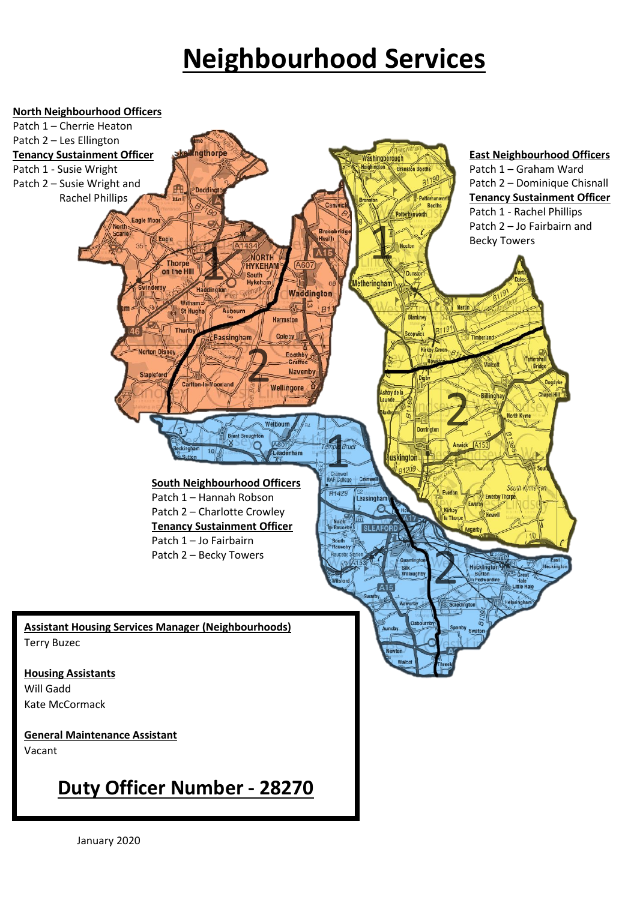# Neighbourhood Services

**North Neighbourhood Officers**
Patch 1 – Cherrie Heaton
Patch 2 – Les Ellington

**Tenancy Sustainment Officer**
Patch 1 - Susie Wright
Patch 2 – Susie Wright and Rachel Phillips

**East Neighbourhood Officers**
Patch 1 – Graham Ward
Patch 2 – Dominique Chisnall

**Tenancy Sustainment Officer**
Patch 1 - Rachel Phillips
Patch 2 – Jo Fairbairn and Becky Towers

**South Neighbourhood Officers**
Patch 1 – Hannah Robson
Patch 2 – Charlotte Crowley

**Tenancy Sustainment Officer**
Patch 1 – Jo Fairbairn
Patch 2 – Becky Towers

**Assistant Housing Services Manager (Neighbourhoods)**
Terry Buzec

**Housing Assistants**
Will Gadd
Kate McCormack

**General Maintenance Assistant**
Vacant

## Duty Officer Number - 28270

January 2020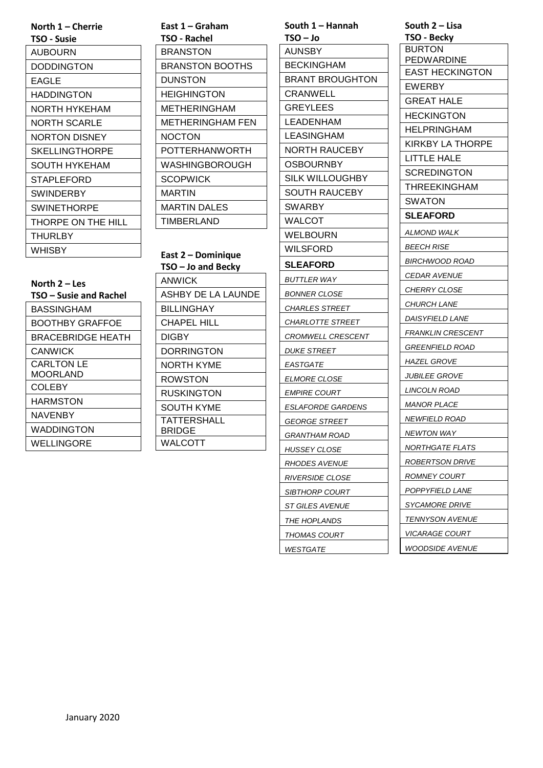**North 1 – Cherrie**
**TSO - Susie**

| |
|---|
| AUBOURN |
| DODDINGTON |
| EAGLE |
| HADDINGTON |
| NORTH HYKEHAM |
| NORTH SCARLE |
| NORTON DISNEY |
| SKELLINGTHORPE |
| SOUTH HYKEHAM |
| STAPLEFORD |
| SWINDERBY |
| SWINETHORPE |
| THORPE ON THE HILL |
| THURLBY |
| WHISBY |

**North 2 – Les**
**TSO – Susie and Rachel**

| |
|---|
| BASSINGHAM |
| BOOTHBY GRAFFOE |
| BRACEBRIDGE HEATH |
| CANWICK |
| CARLTON LE MOORLAND |
| COLEBY |
| HARMSTON |
| NAVENBY |
| WADDINGTON |
| WELLINGORE |

**East 1 – Graham**
**TSO - Rachel**

| |
|---|
| BRANSTON |
| BRANSTON BOOTHS |
| DUNSTON |
| HEIGHINGTON |
| METHERINGHAM |
| METHERINGHAM FEN |
| NOCTON |
| POTTERHANWORTH |
| WASHINGBOROUGH |
| SCOPWICK |
| MARTIN |
| MARTIN DALES |
| TIMBERLAND |

**East 2 – Dominique**
**TSO – Jo and Becky**

| |
|---|
| ANWICK |
| ASHBY DE LA LAUNDE |
| BILLINGHAY |
| CHAPEL HILL |
| DIGBY |
| DORRINGTON |
| NORTH KYME |
| ROWSTON |
| RUSKINGTON |
| SOUTH KYME |
| TATTERSHALL BRIDGE |
| WALCOTT |

**South 1 – Hannah**
**TSO – Jo**

| |
|---|
| AUNSBY |
| BECKINGHAM |
| BRANT BROUGHTON |
| CRANWELL |
| GREYLEES |
| LEADENHAM |
| LEASINGHAM |
| NORTH RAUCEBY |
| OSBOURNBY |
| SILK WILLOUGHBY |
| SOUTH RAUCEBY |
| SWARBY |
| WALCOT |
| WELBOURN |
| WILSFORD |
| **SLEAFORD** |
| *BUTTLER WAY* |
| *BONNER CLOSE* |
| *CHARLES STREET* |
| *CHARLOTTE STREET* |
| *CROMWELL CRESCENT* |
| *DUKE STREET* |
| *EASTGATE* |
| *ELMORE CLOSE* |
| *EMPIRE COURT* |
| *ESLAFORDE GARDENS* |
| *GEORGE STREET* |
| *GRANTHAM ROAD* |
| *HUSSEY CLOSE* |
| *RHODES AVENUE* |
| *RIVERSIDE CLOSE* |
| *SIBTHORP COURT* |
| *ST GILES AVENUE* |
| *THE HOPLANDS* |
| *THOMAS COURT* |
| *WESTGATE* |

**South 2 – Lisa**
**TSO - Becky**

| |
|---|
| BURTON PEDWARDINE |
| EAST HECKINGTON |
| EWERBY |
| GREAT HALE |
| HECKINGTON |
| HELPRINGHAM |
| KIRKBY LA THORPE |
| LITTLE HALE |
| SCREDINGTON |
| THREEKINGHAM |
| SWATON |
| **SLEAFORD** |
| *ALMOND WALK* |
| *BEECH RISE* |
| *BIRCHWOOD ROAD* |
| *CEDAR AVENUE* |
| *CHERRY CLOSE* |
| *CHURCH LANE* |
| *DAISYFIELD LANE* |
| *FRANKLIN CRESCENT* |
| *GREENFIELD ROAD* |
| *HAZEL GROVE* |
| *JUBILEE GROVE* |
| *LINCOLN ROAD* |
| *MANOR PLACE* |
| *NEWFIELD ROAD* |
| *NEWTON WAY* |
| *NORTHGATE FLATS* |
| *ROBERTSON DRIVE* |
| *ROMNEY COURT* |
| *POPPYFIELD LANE* |
| *SYCAMORE DRIVE* |
| *TENNYSON AVENUE* |
| *VICARAGE COURT* |
| *WOODSIDE AVENUE* |

January 2020